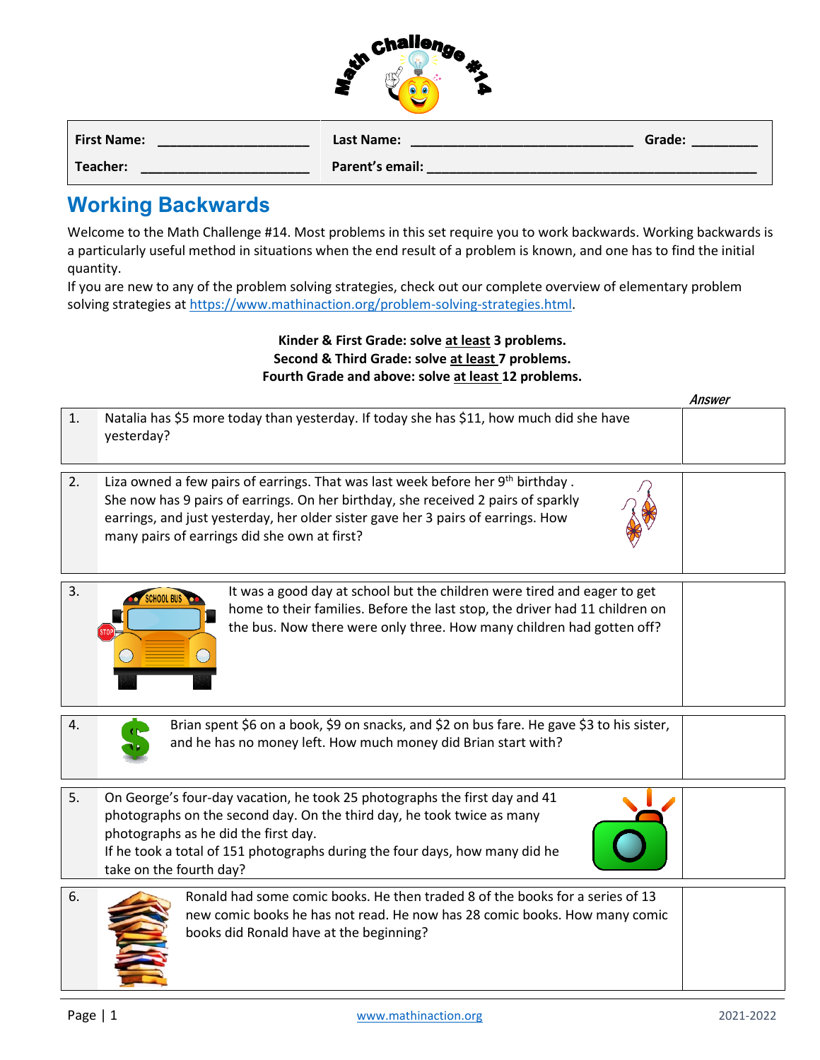# Math Challenge #14

| First Name: ____________________ | Last Name: ____________________________ | Grade: ________ |
|---|---|---|
| Teacher: ______________________ | Parent's email: __________________________________________ | |

## Working Backwards

Welcome to the Math Challenge #14. Most problems in this set require you to work backwards. Working backwards is a particularly useful method in situations when the end result of a problem is known, and one has to find the initial quantity.

If you are new to any of the problem solving strategies, check out our complete overview of elementary problem solving strategies at https://www.mathinaction.org/problem-solving-strategies.html.

**Kinder & First Grade: solve at least 3 problems.**
**Second & Third Grade: solve at least 7 problems.**
**Fourth Grade and above: solve at least 12 problems.**

| # | Problem | *Answer* |
|---|---|---|
| 1. | Natalia has $5 more today than yesterday. If today she has $11, how much did she have yesterday? | |
| 2. | Liza owned a few pairs of earrings. That was last week before her 9th birthday . She now has 9 pairs of earrings. On her birthday, she received 2 pairs of sparkly earrings, and just yesterday, her older sister gave her 3 pairs of earrings. How many pairs of earrings did she own at first? | |
| 3. | It was a good day at school but the children were tired and eager to get home to their families. Before the last stop, the driver had 11 children on the bus. Now there were only three. How many children had gotten off? | |
| 4. | Brian spent $6 on a book, $9 on snacks, and $2 on bus fare. He gave $3 to his sister, and he has no money left. How much money did Brian start with? | |
| 5. | On George's four-day vacation, he took 25 photographs the first day and 41 photographs on the second day. On the third day, he took twice as many photographs as he did the first day. If he took a total of 151 photographs during the four days, how many did he take on the fourth day? | |
| 6. | Ronald had some comic books. He then traded 8 of the books for a series of 13 new comic books he has not read. He now has 28 comic books. How many comic books did Ronald have at the beginning? | |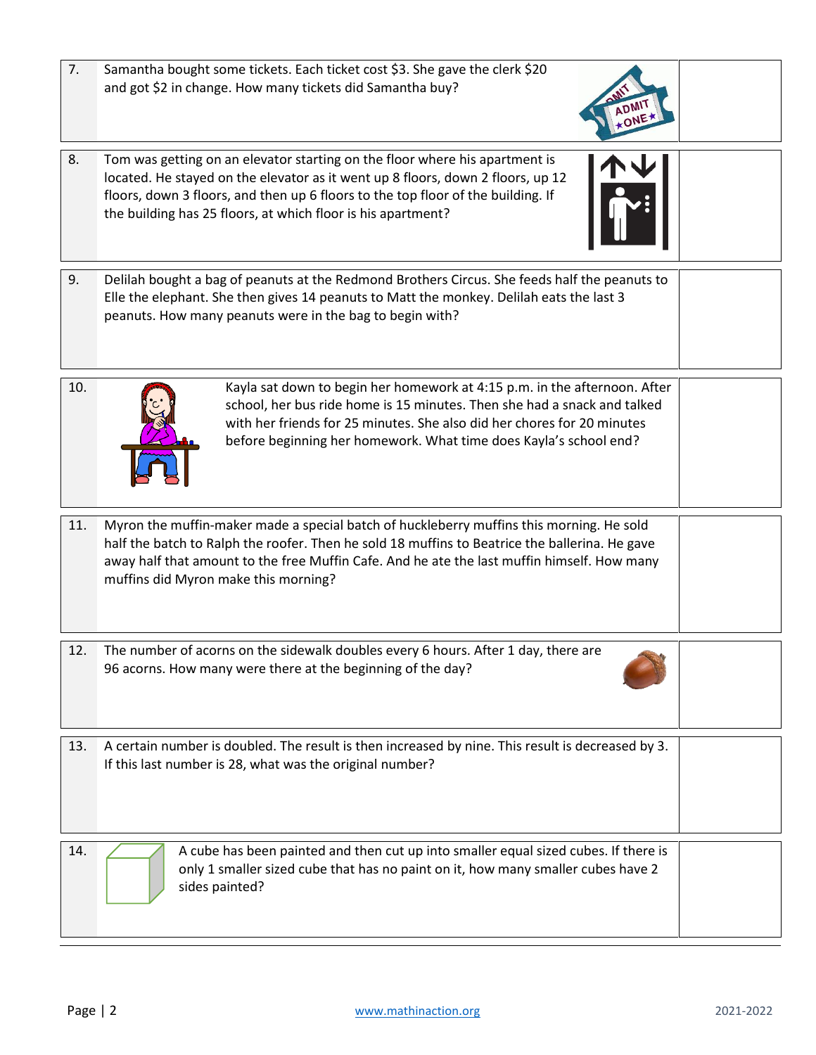| | | |
|---|---|---|
| 7. | Samantha bought some tickets. Each ticket cost \$3. She gave the clerk \$20 and got \$2 in change. How many tickets did Samantha buy? | |
| 8. | Tom was getting on an elevator starting on the floor where his apartment is located. He stayed on the elevator as it went up 8 floors, down 2 floors, up 12 floors, down 3 floors, and then up 6 floors to the top floor of the building. If the building has 25 floors, at which floor is his apartment? | |
| 9. | Delilah bought a bag of peanuts at the Redmond Brothers Circus. She feeds half the peanuts to Elle the elephant. She then gives 14 peanuts to Matt the monkey. Delilah eats the last 3 peanuts. How many peanuts were in the bag to begin with? | |
| 10. | Kayla sat down to begin her homework at 4:15 p.m. in the afternoon. After school, her bus ride home is 15 minutes. Then she had a snack and talked with her friends for 25 minutes. She also did her chores for 20 minutes before beginning her homework. What time does Kayla's school end? | |
| 11. | Myron the muffin-maker made a special batch of huckleberry muffins this morning. He sold half the batch to Ralph the roofer. Then he sold 18 muffins to Beatrice the ballerina. He gave away half that amount to the free Muffin Cafe. And he ate the last muffin himself. How many muffins did Myron make this morning? | |
| 12. | The number of acorns on the sidewalk doubles every 6 hours. After 1 day, there are 96 acorns. How many were there at the beginning of the day? | |
| 13. | A certain number is doubled. The result is then increased by nine. This result is decreased by 3. If this last number is 28, what was the original number? | |
| 14. | A cube has been painted and then cut up into smaller equal sized cubes. If there is only 1 smaller sized cube that has no paint on it, how many smaller cubes have 2 sides painted? | |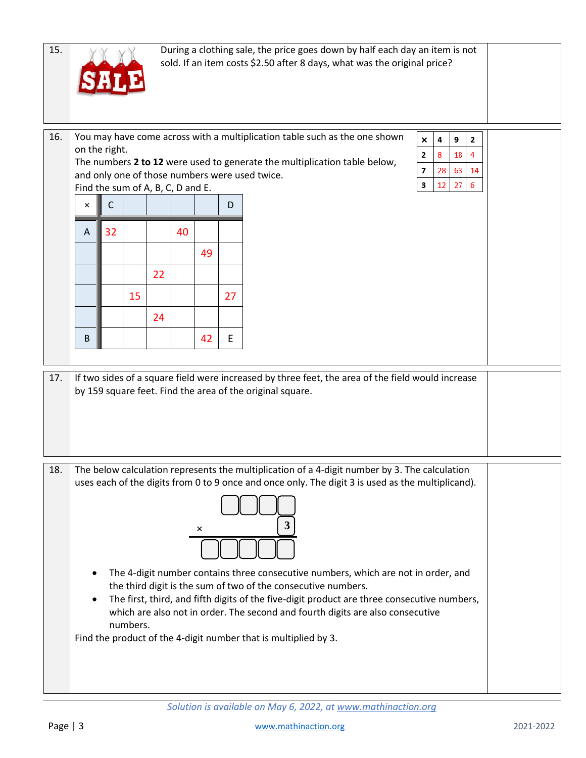15. During a clothing sale, the price goes down by half each day an item is not sold. If an item costs $2.50 after 8 days, what was the original price?

16. You may have come across with a multiplication table such as the one shown on the right.
The numbers **2 to 12** were used to generate the multiplication table below, and only one of those numbers were used twice.
Find the sum of A, B, C, D and E.

| × | 4 | 9 | 2 |
|---|---|---|---|
| 2 | 8 | 18 | 4 |
| 7 | 28 | 63 | 14 |
| 3 | 12 | 27 | 6 |

| × | C | | | | | D |
|---|---|---|---|---|---|---|
| A | 32 | | | 40 | | |
| | | | | | 49 | |
| | | | 22 | | | |
| | | 15 | | | | 27 |
| | | | 24 | | | |
| B | | | | | 42 | E |

17. If two sides of a square field were increased by three feet, the area of the field would increase by 159 square feet. Find the area of the original square.

18. The below calculation represents the multiplication of a 4-digit number by 3. The calculation uses each of the digits from 0 to 9 once and once only. The digit 3 is used as the multiplicand).

```
   □□□□
×     3
──────────
  □□□□□
```

- The 4-digit number contains three consecutive numbers, which are not in order, and the third digit is the sum of two of the consecutive numbers.
- The first, third, and fifth digits of the five-digit product are three consecutive numbers, which are also not in order. The second and fourth digits are also consecutive numbers.

Find the product of the 4-digit number that is multiplied by 3.

*Solution is available on May 6, 2022, at www.mathinaction.org*